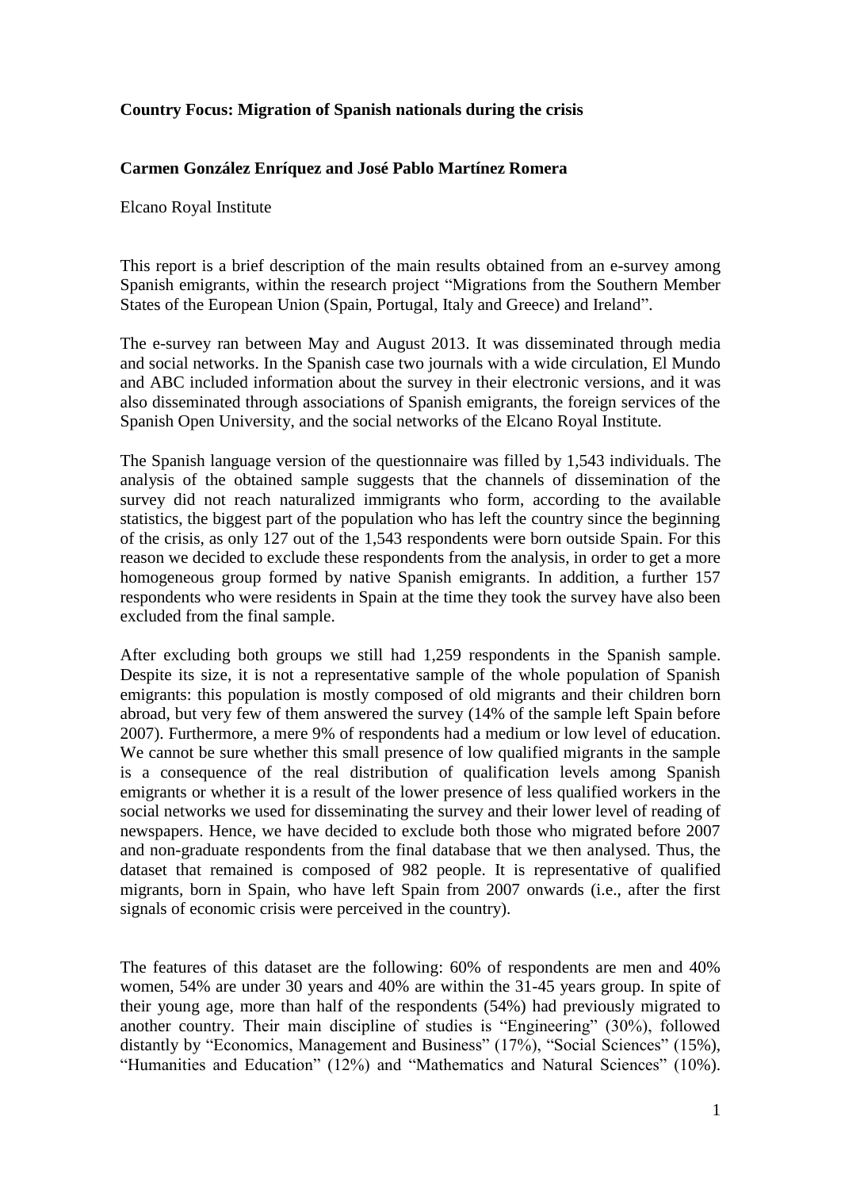**Country Focus: Migration of Spanish nationals during the crisis**

**Carmen González Enríquez and José Pablo Martínez Romera**

Elcano Royal Institute

This report is a brief description of the main results obtained from an e-survey among Spanish emigrants, within the research project "Migrations from the Southern Member States of the European Union (Spain, Portugal, Italy and Greece) and Ireland".

The e-survey ran between May and August 2013. It was disseminated through media and social networks. In the Spanish case two journals with a wide circulation, El Mundo and ABC included information about the survey in their electronic versions, and it was also disseminated through associations of Spanish emigrants, the foreign services of the Spanish Open University, and the social networks of the Elcano Royal Institute.

The Spanish language version of the questionnaire was filled by 1,543 individuals. The analysis of the obtained sample suggests that the channels of dissemination of the survey did not reach naturalized immigrants who form, according to the available statistics, the biggest part of the population who has left the country since the beginning of the crisis, as only 127 out of the 1,543 respondents were born outside Spain. For this reason we decided to exclude these respondents from the analysis, in order to get a more homogeneous group formed by native Spanish emigrants. In addition, a further 157 respondents who were residents in Spain at the time they took the survey have also been excluded from the final sample.

After excluding both groups we still had 1,259 respondents in the Spanish sample. Despite its size, it is not a representative sample of the whole population of Spanish emigrants: this population is mostly composed of old migrants and their children born abroad, but very few of them answered the survey (14% of the sample left Spain before 2007). Furthermore, a mere 9% of respondents had a medium or low level of education. We cannot be sure whether this small presence of low qualified migrants in the sample is a consequence of the real distribution of qualification levels among Spanish emigrants or whether it is a result of the lower presence of less qualified workers in the social networks we used for disseminating the survey and their lower level of reading of newspapers. Hence, we have decided to exclude both those who migrated before 2007 and non-graduate respondents from the final database that we then analysed. Thus, the dataset that remained is composed of 982 people. It is representative of qualified migrants, born in Spain, who have left Spain from 2007 onwards (i.e., after the first signals of economic crisis were perceived in the country).

The features of this dataset are the following: 60% of respondents are men and 40% women, 54% are under 30 years and 40% are within the 31-45 years group. In spite of their young age, more than half of the respondents (54%) had previously migrated to another country. Their main discipline of studies is "Engineering" (30%), followed distantly by "Economics, Management and Business" (17%), "Social Sciences" (15%), "Humanities and Education" (12%) and "Mathematics and Natural Sciences" (10%).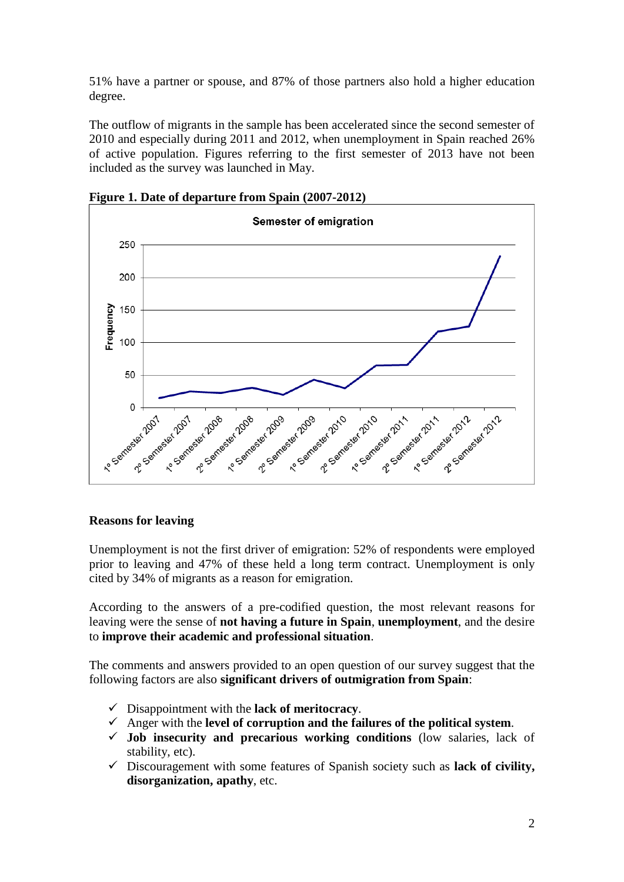51% have a partner or spouse, and 87% of those partners also hold a higher education degree.

The outflow of migrants in the sample has been accelerated since the second semester of 2010 and especially during 2011 and 2012, when unemployment in Spain reached 26% of active population. Figures referring to the first semester of 2013 have not been included as the survey was launched in May.

**Figure 1. Date of departure from Spain (2007-2012)**

### Reasons for leaving

Unemployment is not the first driver of emigration: 52% of respondents were employed prior to leaving and 47% of these held a long term contract. Unemployment is only cited by 34% of migrants as a reason for emigration.

According to the answers of a pre-codified question, the most relevant reasons for leaving were the sense of **not having a future in Spain**, **unemployment**, and the desire to **improve their academic and professional situation**.

The comments and answers provided to an open question of our survey suggest that the following factors are also **significant drivers of outmigration from Spain**:

- ✓ Disappointment with the **lack of meritocracy**.
- ✓ Anger with the **level of corruption and the failures of the political system**.
- ✓ **Job insecurity and precarious working conditions** (low salaries, lack of stability, etc).
- ✓ Discouragement with some features of Spanish society such as **lack of civility, disorganization, apathy**, etc.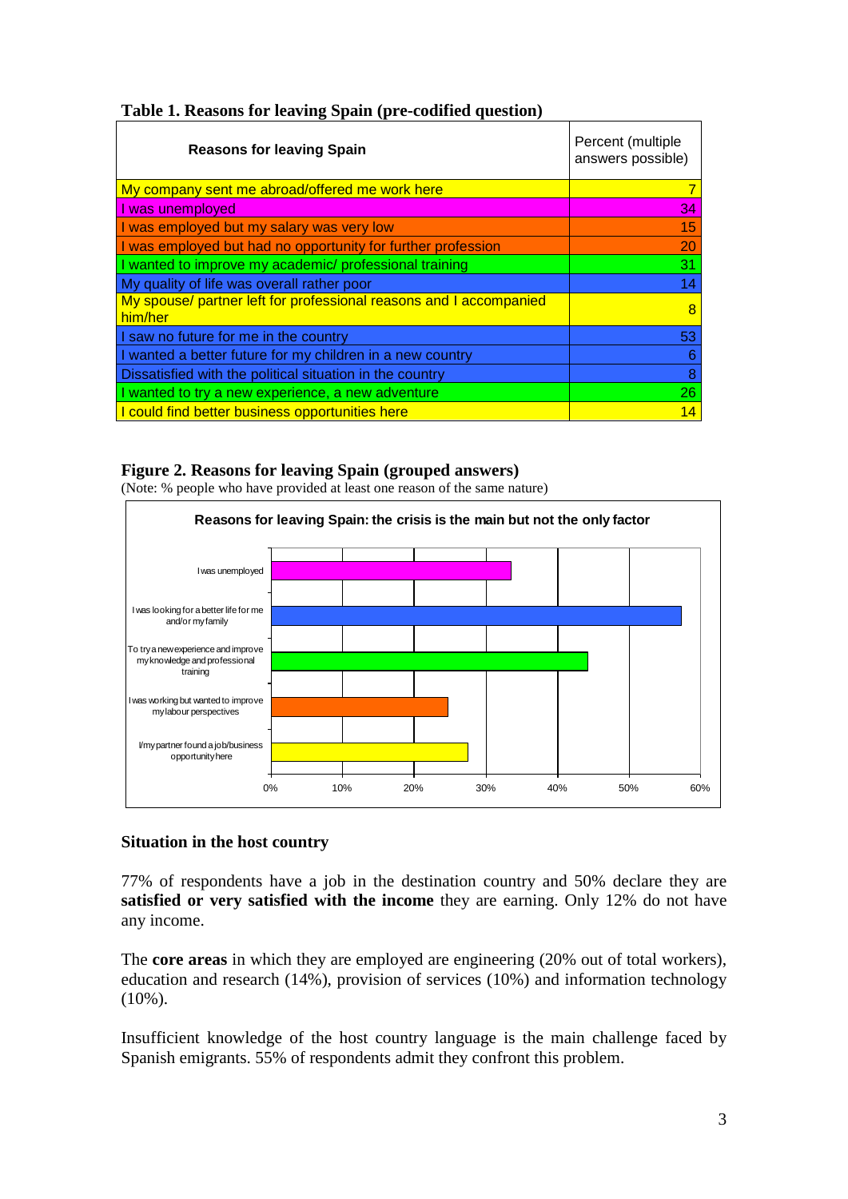**Table 1. Reasons for leaving Spain (pre-codified question)**

| Reasons for leaving Spain | Percent (multiple answers possible) |
|---|---|
| My company sent me abroad/offered me work here | 7 |
| I was unemployed | 34 |
| I was employed but my salary was very low | 15 |
| I was employed but had no opportunity for further profession | 20 |
| I wanted to improve my academic/ professional training | 31 |
| My quality of life was overall rather poor | 14 |
| My spouse/ partner left for professional reasons and I accompanied him/her | 8 |
| I saw no future for me in the country | 53 |
| I wanted a better future for my children in a new country | 6 |
| Dissatisfied with the political situation in the country | 8 |
| I wanted to try a new experience, a new adventure | 26 |
| I could find better business opportunities here | 14 |

**Figure 2. Reasons for leaving Spain (grouped answers)**
(Note: % people who have provided at least one reason of the same nature)

Reasons for leaving Spain: the crisis is the main but not the only factor

- I was unemployed
- I was looking for a better life for me and/or my family
- To try a new experience and improve my knowledge and professional training
- I was working but wanted to improve my labour perspectives
- I/my partner found a job/business opportunity here

### Situation in the host country

77% of respondents have a job in the destination country and 50% declare they are **satisfied or very satisfied with the income** they are earning. Only 12% do not have any income.

The **core areas** in which they are employed are engineering (20% out of total workers), education and research (14%), provision of services (10%) and information technology (10%).

Insufficient knowledge of the host country language is the main challenge faced by Spanish emigrants. 55% of respondents admit they confront this problem.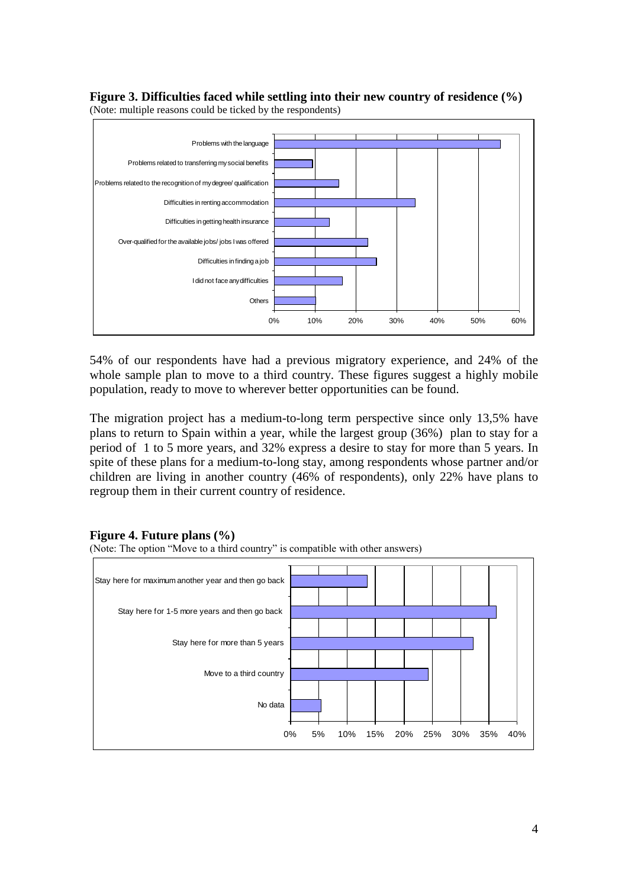**Figure 3. Difficulties faced while settling into their new country of residence (%)**
(Note: multiple reasons could be ticked by the respondents)

Problems with the language
Problems related to transferring my social benefits
Problems related to the recognition of my degree/ qualification
Difficulties in renting accommodation
Difficulties in getting health insurance
Over-qualified for the available jobs/ jobs I was offered
Difficulties in finding a job
I did not face any difficulties
Others

0% 10% 20% 30% 40% 50% 60%

54% of our respondents have had a previous migratory experience, and 24% of the whole sample plan to move to a third country. These figures suggest a highly mobile population, ready to move to wherever better opportunities can be found.

The migration project has a medium-to-long term perspective since only 13,5% have plans to return to Spain within a year, while the largest group (36%) plan to stay for a period of 1 to 5 more years, and 32% express a desire to stay for more than 5 years. In spite of these plans for a medium-to-long stay, among respondents whose partner and/or children are living in another country (46% of respondents), only 22% have plans to regroup them in their current country of residence.

**Figure 4. Future plans (%)**
(Note: The option "Move to a third country" is compatible with other answers)

Stay here for maximum another year and then go back
Stay here for 1-5 more years and then go back
Stay here for more than 5 years
Move to a third country
No data

0% 5% 10% 15% 20% 25% 30% 35% 40%